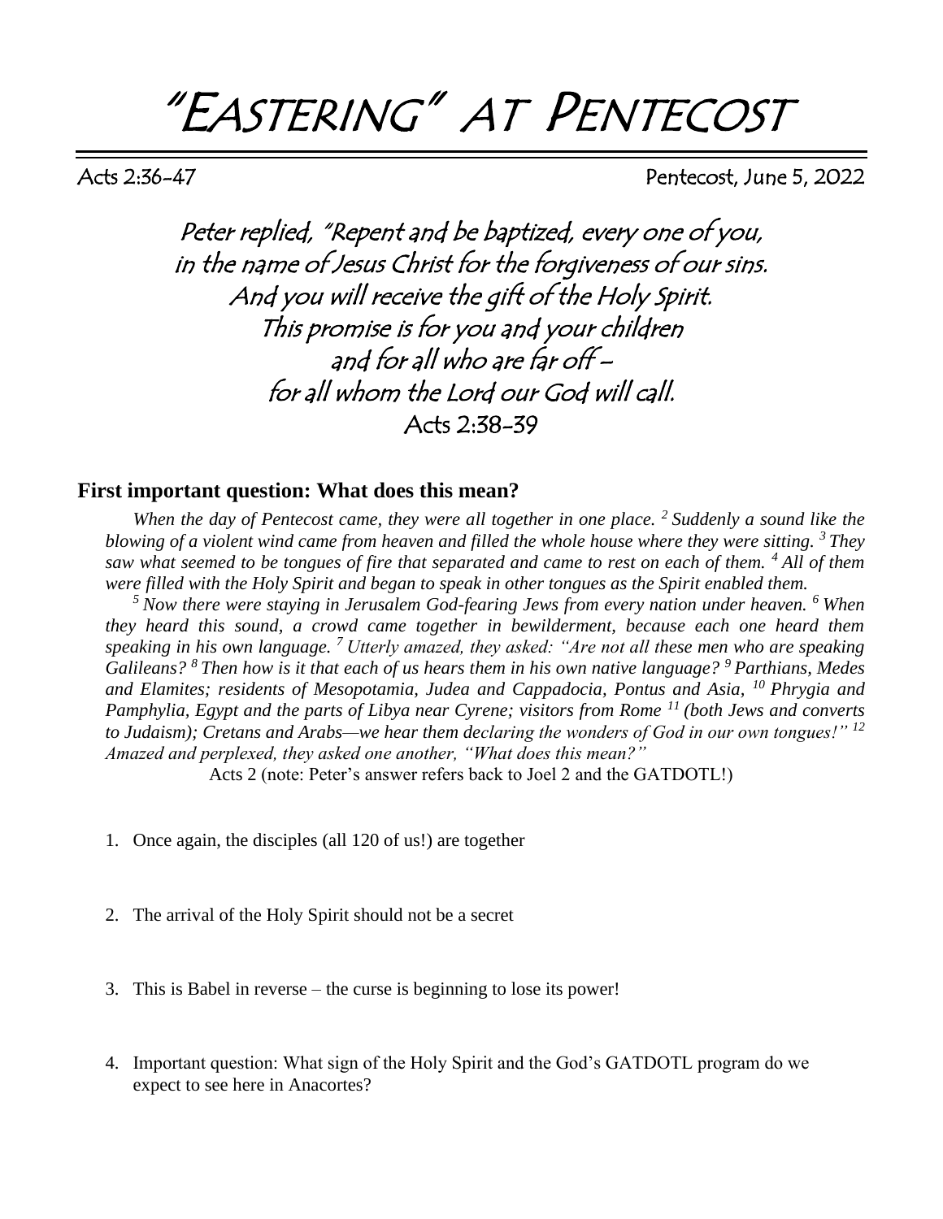# "Eastering" at Pentecost

Acts 2:36-47 Pentecost, June 5, 2022

*Peter replied, "Repent and be baptized, every one of you,*
*in the name of Jesus Christ for the forgiveness of our sins.*
*And you will receive the gift of the Holy Spirit.*
*This promise is for you and your children*
*and for all who are far off –*
*for all whom the Lord our God will call.*
*Acts 2:38-39*

## First important question: What does this mean?

*When the day of Pentecost came, they were all together in one place. [2] Suddenly a sound like the blowing of a violent wind came from heaven and filled the whole house where they were sitting. [3] They saw what seemed to be tongues of fire that separated and came to rest on each of them. [4] All of them were filled with the Holy Spirit and began to speak in other tongues as the Spirit enabled them.*

*[5] Now there were staying in Jerusalem God-fearing Jews from every nation under heaven. [6] When they heard this sound, a crowd came together in bewilderment, because each one heard them speaking in his own language. [7] Utterly amazed, they asked: "Are not all these men who are speaking Galileans? [8] Then how is it that each of us hears them in his own native language? [9] Parthians, Medes and Elamites; residents of Mesopotamia, Judea and Cappadocia, Pontus and Asia, [10] Phrygia and Pamphylia, Egypt and the parts of Libya near Cyrene; visitors from Rome [11] (both Jews and converts to Judaism); Cretans and Arabs—we hear them declaring the wonders of God in our own tongues!" [12] Amazed and perplexed, they asked one another, "What does this mean?"*

Acts 2 (note: Peter's answer refers back to Joel 2 and the GATDOTL!)

1. Once again, the disciples (all 120 of us!) are together
2. The arrival of the Holy Spirit should not be a secret
3. This is Babel in reverse – the curse is beginning to lose its power!
4. Important question: What sign of the Holy Spirit and the God's GATDOTL program do we expect to see here in Anacortes?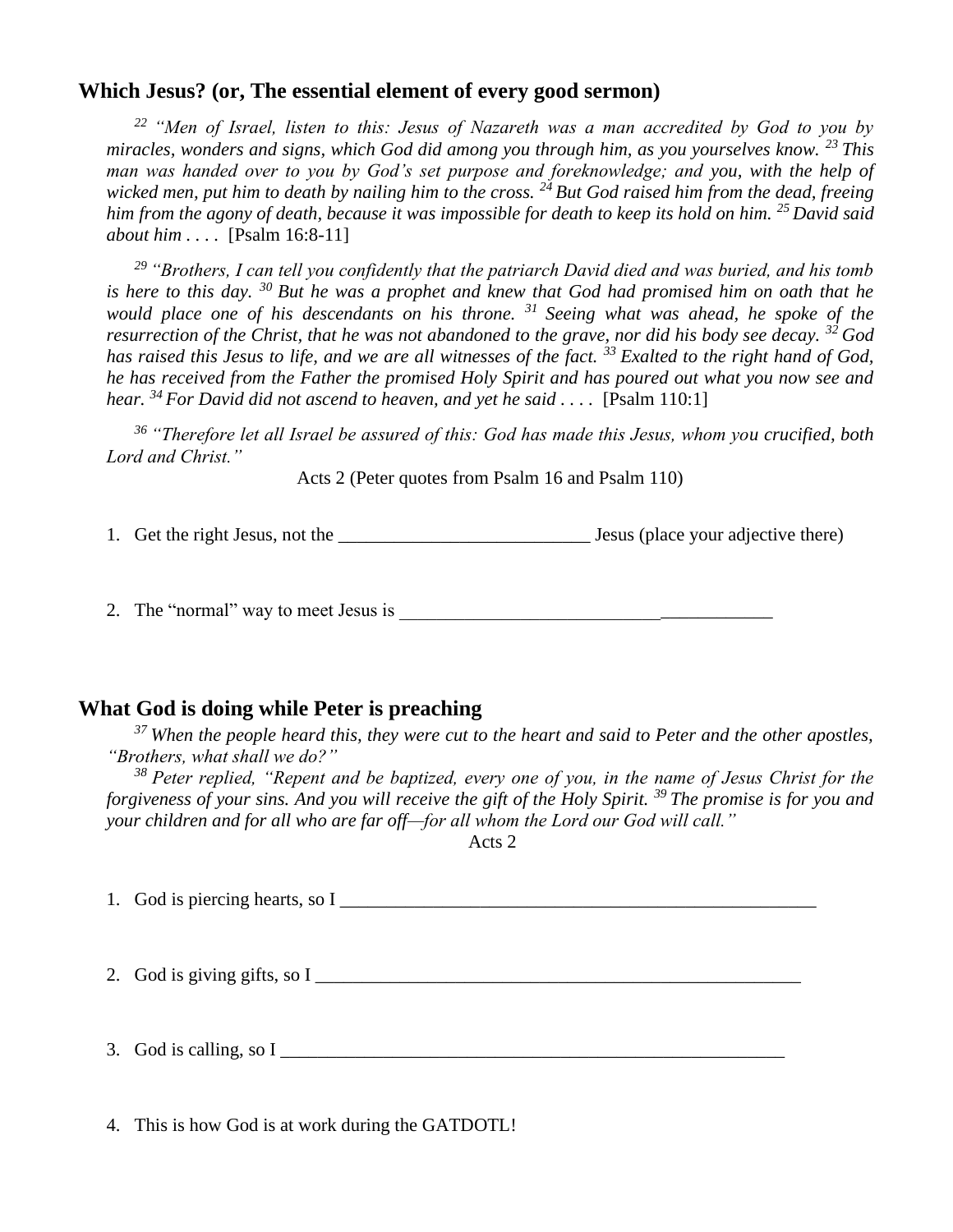## Which Jesus? (or, The essential element of every good sermon)

[22] *"Men of Israel, listen to this: Jesus of Nazareth was a man accredited by God to you by miracles, wonders and signs, which God did among you through him, as you yourselves know.* [23] *This man was handed over to you by God's set purpose and foreknowledge; and you, with the help of wicked men, put him to death by nailing him to the cross.* [24] *But God raised him from the dead, freeing him from the agony of death, because it was impossible for death to keep its hold on him.* [25] *David said about him . . . .* [Psalm 16:8-11]

[29] *"Brothers, I can tell you confidently that the patriarch David died and was buried, and his tomb is here to this day.* [30] *But he was a prophet and knew that God had promised him on oath that he would place one of his descendants on his throne.* [31] *Seeing what was ahead, he spoke of the resurrection of the Christ, that he was not abandoned to the grave, nor did his body see decay.* [32] *God has raised this Jesus to life, and we are all witnesses of the fact.* [33] *Exalted to the right hand of God, he has received from the Father the promised Holy Spirit and has poured out what you now see and hear.* [34] *For David did not ascend to heaven, and yet he said . . . .* [Psalm 110:1]

[36] *"Therefore let all Israel be assured of this: God has made this Jesus, whom you crucified, both Lord and Christ."*

Acts 2 (Peter quotes from Psalm 16 and Psalm 110)

1. Get the right Jesus, not the ___________________________ Jesus (place your adjective there)

2. The "normal" way to meet Jesus is ________________________________________

## What God is doing while Peter is preaching

[37] *When the people heard this, they were cut to the heart and said to Peter and the other apostles, "Brothers, what shall we do?"*

[38] *Peter replied, "Repent and be baptized, every one of you, in the name of Jesus Christ for the forgiveness of your sins. And you will receive the gift of the Holy Spirit.* [39] *The promise is for you and your children and for all who are far off—for all whom the Lord our God will call."*

Acts 2

1. God is piercing hearts, so I _____________________________________________________

2. God is giving gifts, so I ______________________________________________________

3. God is calling, so I _________________________________________________________

4. This is how God is at work during the GATDOTL!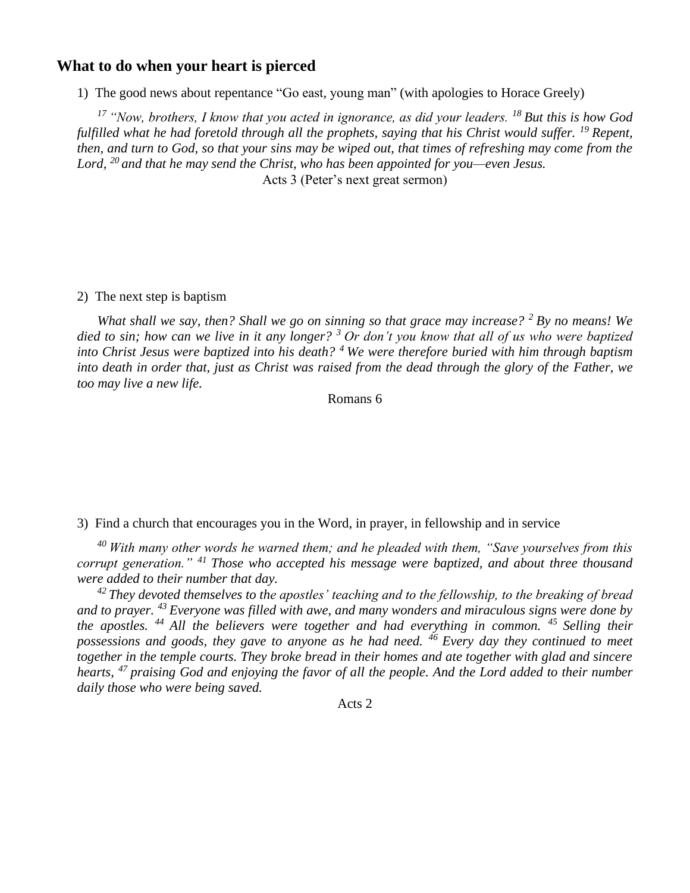## What to do when your heart is pierced

1) The good news about repentance "Go east, young man" (with apologies to Horace Greely)

*[17] "Now, brothers, I know that you acted in ignorance, as did your leaders. [18] But this is how God fulfilled what he had foretold through all the prophets, saying that his Christ would suffer. [19] Repent, then, and turn to God, so that your sins may be wiped out, that times of refreshing may come from the Lord, [20] and that he may send the Christ, who has been appointed for you—even Jesus.*

Acts 3 (Peter's next great sermon)

2) The next step is baptism

*What shall we say, then? Shall we go on sinning so that grace may increase? [2] By no means! We died to sin; how can we live in it any longer? [3] Or don't you know that all of us who were baptized into Christ Jesus were baptized into his death? [4] We were therefore buried with him through baptism into death in order that, just as Christ was raised from the dead through the glory of the Father, we too may live a new life.*

Romans 6

3) Find a church that encourages you in the Word, in prayer, in fellowship and in service

*[40] With many other words he warned them; and he pleaded with them, "Save yourselves from this corrupt generation." [41] Those who accepted his message were baptized, and about three thousand were added to their number that day.*

*[42] They devoted themselves to the apostles' teaching and to the fellowship, to the breaking of bread and to prayer. [43] Everyone was filled with awe, and many wonders and miraculous signs were done by the apostles. [44] All the believers were together and had everything in common. [45] Selling their possessions and goods, they gave to anyone as he had need. [46] Every day they continued to meet together in the temple courts. They broke bread in their homes and ate together with glad and sincere hearts, [47] praising God and enjoying the favor of all the people. And the Lord added to their number daily those who were being saved.*

Acts 2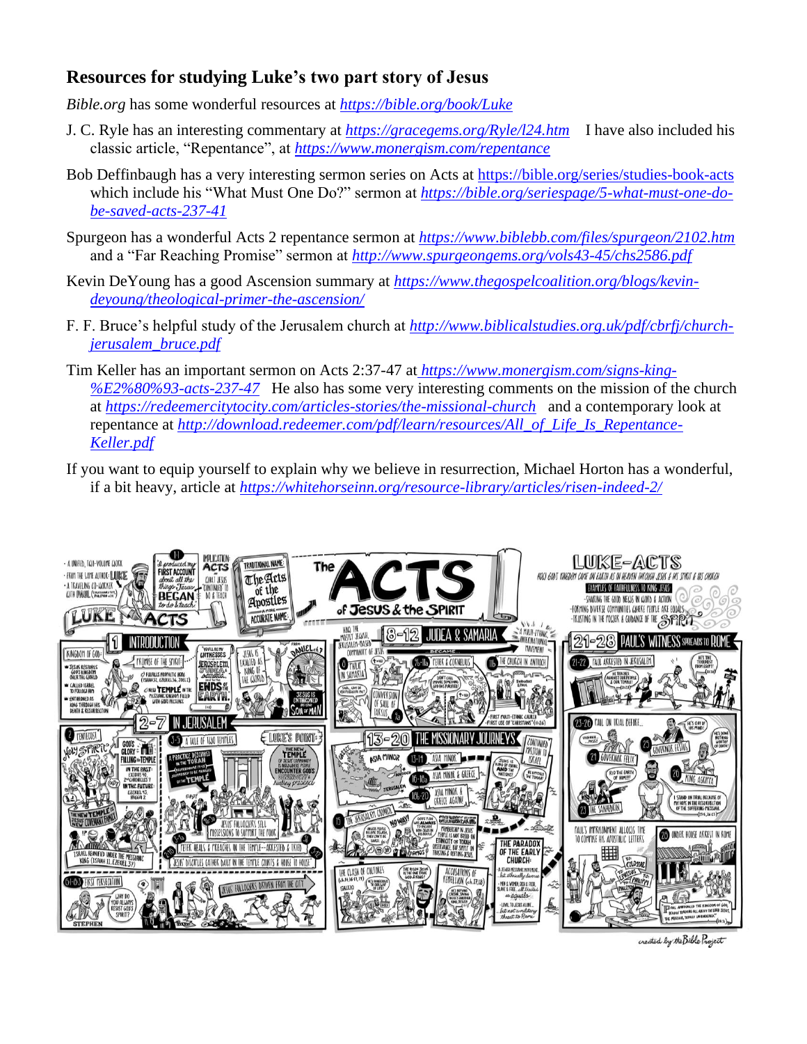## Resources for studying Luke's two part story of Jesus

*Bible.org* has some wonderful resources at *https://bible.org/book/Luke*

J. C. Ryle has an interesting commentary at *https://gracegems.org/Ryle/l24.htm* I have also included his classic article, "Repentance", at *https://www.monergism.com/repentance*

Bob Deffinbaugh has a very interesting sermon series on Acts at https://bible.org/series/studies-book-acts which include his "What Must One Do?" sermon at *https://bible.org/seriespage/5-what-must-one-do-be-saved-acts-237-41*

Spurgeon has a wonderful Acts 2 repentance sermon at *https://www.biblebb.com/files/spurgeon/2102.htm* and a "Far Reaching Promise" sermon at *http://www.spurgeongems.org/vols43-45/chs2586.pdf*

Kevin DeYoung has a good Ascension summary at *https://www.thegospelcoalition.org/blogs/kevin-deyoung/theological-primer-the-ascension/*

F. F. Bruce's helpful study of the Jerusalem church at *http://www.biblicalstudies.org.uk/pdf/cbrfj/church-jerusalem_bruce.pdf*

Tim Keller has an important sermon on Acts 2:37-47 at *https://www.monergism.com/signs-king-%E2%80%93-acts-237-47* He also has some very interesting comments on the mission of the church at *https://redeemercitytocity.com/articles-stories/the-missional-church* and a contemporary look at repentance at *http://download.redeemer.com/pdf/learn/resources/All_of_Life_Is_Repentance-Keller.pdf*

If you want to equip yourself to explain why we believe in resurrection, Michael Horton has a wonderful, if a bit heavy, article at *https://whitehorseinn.org/resource-library/articles/risen-indeed-2/*